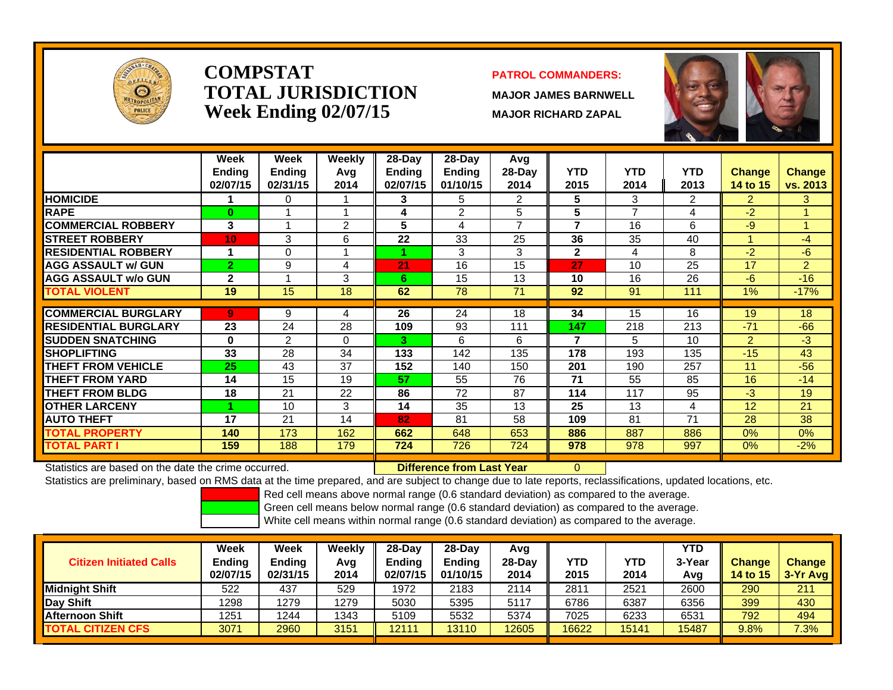# COMPSTAT
# TOTAL JURISDICTION
## Week Ending 02/07/15

**PATROL COMMANDERS:**

**MAJOR JAMES BARNWELL**

**MAJOR RICHARD ZAPAL**

| | Week Ending 02/07/15 | Week Ending 02/31/15 | Weekly Avg 2014 | 28-Day Ending 02/07/15 | 28-Day Ending 01/10/15 | Avg 28-Day 2014 | YTD 2015 | YTD 2014 | YTD 2013 | Change 14 to 15 | Change vs. 2013 |
|---|---|---|---|---|---|---|---|---|---|---|---|
| HOMICIDE | 1 | 0 | 1 | 3 | 5 | 2 | 5 | 3 | 2 | 2 | 3 |
| RAPE | 0 | 1 | 1 | 4 | 2 | 5 | 5 | 7 | 4 | -2 | 1 |
| COMMERCIAL ROBBERY | 3 | 1 | 2 | 5 | 4 | 7 | 7 | 16 | 6 | -9 | 1 |
| STREET ROBBERY | 10 | 3 | 6 | 22 | 33 | 25 | 36 | 35 | 40 | 1 | -4 |
| RESIDENTIAL ROBBERY | 1 | 0 | 1 | 1 | 3 | 3 | 2 | 4 | 8 | -2 | -6 |
| AGG ASSAULT w/ GUN | 2 | 9 | 4 | 21 | 16 | 15 | 27 | 10 | 25 | 17 | 2 |
| AGG ASSAULT w/o GUN | 2 | 1 | 3 | 6 | 15 | 13 | 10 | 16 | 26 | -6 | -16 |
| TOTAL VIOLENT | 19 | 15 | 18 | 62 | 78 | 71 | 92 | 91 | 111 | 1% | -17% |
| COMMERCIAL BURGLARY | 9 | 9 | 4 | 26 | 24 | 18 | 34 | 15 | 16 | 19 | 18 |
| RESIDENTIAL BURGLARY | 23 | 24 | 28 | 109 | 93 | 111 | 147 | 218 | 213 | -71 | -66 |
| SUDDEN SNATCHING | 0 | 2 | 0 | 3 | 6 | 6 | 7 | 5 | 10 | 2 | -3 |
| SHOPLIFTING | 33 | 28 | 34 | 133 | 142 | 135 | 178 | 193 | 135 | -15 | 43 |
| THEFT FROM VEHICLE | 25 | 43 | 37 | 152 | 140 | 150 | 201 | 190 | 257 | 11 | -56 |
| THEFT FROM YARD | 14 | 15 | 19 | 57 | 55 | 76 | 71 | 55 | 85 | 16 | -14 |
| THEFT FROM BLDG | 18 | 21 | 22 | 86 | 72 | 87 | 114 | 117 | 95 | -3 | 19 |
| OTHER LARCENY | 1 | 10 | 3 | 14 | 35 | 13 | 25 | 13 | 4 | 12 | 21 |
| AUTO THEFT | 17 | 21 | 14 | 82 | 81 | 58 | 109 | 81 | 71 | 28 | 38 |
| TOTAL PROPERTY | 140 | 173 | 162 | 662 | 648 | 653 | 886 | 887 | 886 | 0% | 0% |
| TOTAL PART I | 159 | 188 | 179 | 724 | 726 | 724 | 978 | 978 | 997 | 0% | -2% |

Statistics are based on the date the crime occurred. **Difference from Last Year** 0

Statistics are preliminary, based on RMS data at the time prepared, and are subject to change due to late reports, reclassifications, updated locations, etc.

Red cell means above normal range (0.6 standard deviation) as compared to the average.
Green cell means below normal range (0.6 standard deviation) as compared to the average.
White cell means within normal range (0.6 standard deviation) as compared to the average.

| Citizen Initiated Calls | Week Ending 02/07/15 | Week Ending 02/31/15 | Weekly Avg 2014 | 28-Day Ending 02/07/15 | 28-Day Ending 01/10/15 | Avg 28-Day 2014 | YTD 2015 | YTD 2014 | YTD 3-Year Avg | Change 14 to 15 | Change 3-Yr Avg |
|---|---|---|---|---|---|---|---|---|---|---|---|
| Midnight Shift | 522 | 437 | 529 | 1972 | 2183 | 2114 | 2811 | 2521 | 2600 | 290 | 211 |
| Day Shift | 1298 | 1279 | 1279 | 5030 | 5395 | 5117 | 6786 | 6387 | 6356 | 399 | 430 |
| Afternoon Shift | 1251 | 1244 | 1343 | 5109 | 5532 | 5374 | 7025 | 6233 | 6531 | 792 | 494 |
| TOTAL CITIZEN CFS | 3071 | 2960 | 3151 | 12111 | 13110 | 12605 | 16622 | 15141 | 15487 | 9.8% | 7.3% |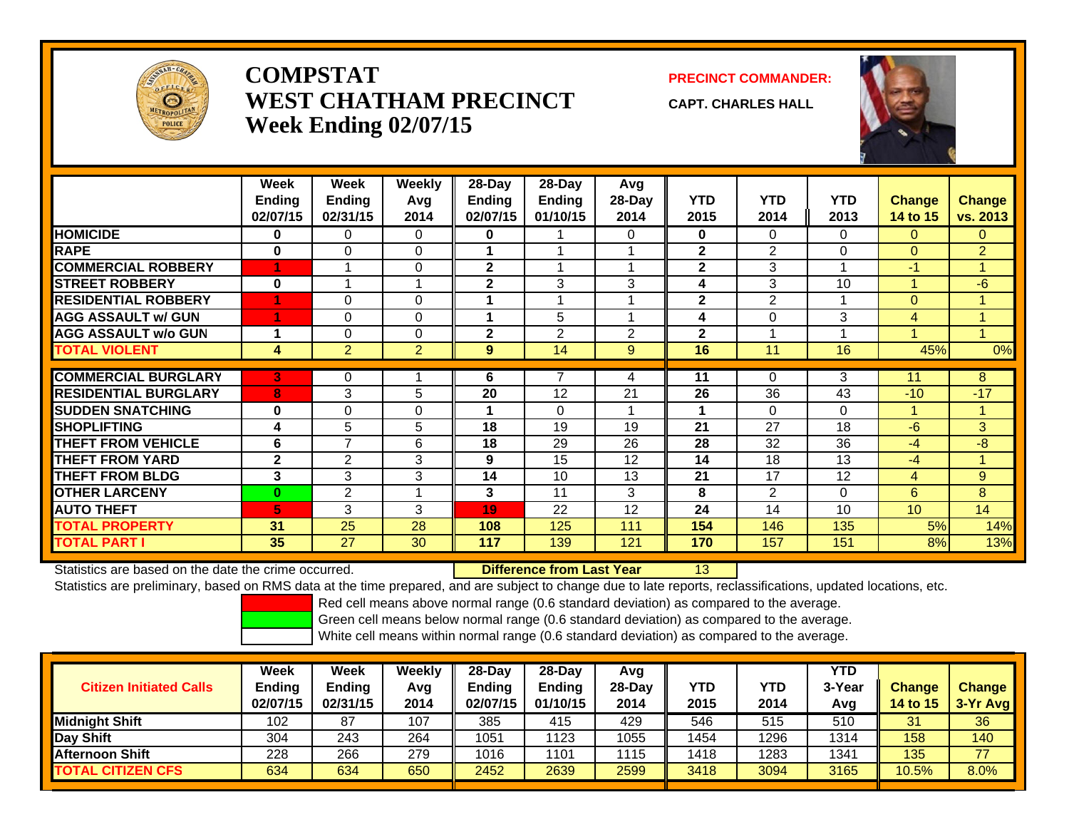# COMPSTAT
# WEST CHATHAM PRECINCT
## Week Ending 02/07/15

**PRECINCT COMMANDER:**

**CAPT. CHARLES HALL**

| | Week Ending 02/07/15 | Week Ending 02/31/15 | Weekly Avg 2014 | 28-Day Ending 02/07/15 | 28-Day Ending 01/10/15 | Avg 28-Day 2014 | YTD 2015 | YTD 2014 | YTD 2013 | Change 14 to 15 | Change vs. 2013 |
|---|---|---|---|---|---|---|---|---|---|---|---|
| HOMICIDE | 0 | 0 | 0 | 0 | 1 | 0 | 0 | 0 | 0 | 0 | 0 |
| RAPE | 0 | 0 | 0 | 1 | 1 | 1 | 2 | 2 | 0 | 0 | 2 |
| COMMERCIAL ROBBERY | 1 | 1 | 0 | 2 | 1 | 1 | 2 | 3 | 1 | -1 | 1 |
| STREET ROBBERY | 0 | 1 | 1 | 2 | 3 | 3 | 4 | 3 | 10 | 1 | -6 |
| RESIDENTIAL ROBBERY | 1 | 0 | 0 | 1 | 1 | 1 | 2 | 2 | 1 | 0 | 1 |
| AGG ASSAULT w/ GUN | 1 | 0 | 0 | 1 | 5 | 1 | 4 | 0 | 3 | 4 | 1 |
| AGG ASSAULT w/o GUN | 1 | 0 | 0 | 2 | 2 | 2 | 2 | 1 | 1 | 1 | 1 |
| TOTAL VIOLENT | 4 | 2 | 2 | 9 | 14 | 9 | 16 | 11 | 16 | 45% | 0% |
| COMMERCIAL BURGLARY | 3 | 0 | 1 | 6 | 7 | 4 | 11 | 0 | 3 | 11 | 8 |
| RESIDENTIAL BURGLARY | 8 | 3 | 5 | 20 | 12 | 21 | 26 | 36 | 43 | -10 | -17 |
| SUDDEN SNATCHING | 0 | 0 | 0 | 1 | 0 | 1 | 1 | 0 | 0 | 1 | 1 |
| SHOPLIFTING | 4 | 5 | 5 | 18 | 19 | 19 | 21 | 27 | 18 | -6 | 3 |
| THEFT FROM VEHICLE | 6 | 7 | 6 | 18 | 29 | 26 | 28 | 32 | 36 | -4 | -8 |
| THEFT FROM YARD | 2 | 2 | 3 | 9 | 15 | 12 | 14 | 18 | 13 | -4 | 1 |
| THEFT FROM BLDG | 3 | 3 | 3 | 14 | 10 | 13 | 21 | 17 | 12 | 4 | 9 |
| OTHER LARCENY | 0 | 2 | 1 | 3 | 11 | 3 | 8 | 2 | 0 | 6 | 8 |
| AUTO THEFT | 5 | 3 | 3 | 19 | 22 | 12 | 24 | 14 | 10 | 10 | 14 |
| TOTAL PROPERTY | 31 | 25 | 28 | 108 | 125 | 111 | 154 | 146 | 135 | 5% | 14% |
| TOTAL PART I | 35 | 27 | 30 | 117 | 139 | 121 | 170 | 157 | 151 | 8% | 13% |

Statistics are based on the date the crime occurred. **Difference from Last Year** 13

Statistics are preliminary, based on RMS data at the time prepared, and are subject to change due to late reports, reclassifications, updated locations, etc.

Red cell means above normal range (0.6 standard deviation) as compared to the average.
Green cell means below normal range (0.6 standard deviation) as compared to the average.
White cell means within normal range (0.6 standard deviation) as compared to the average.

| Citizen Initiated Calls | Week Ending 02/07/15 | Week Ending 02/31/15 | Weekly Avg 2014 | 28-Day Ending 02/07/15 | 28-Day Ending 01/10/15 | Avg 28-Day 2014 | YTD 2015 | YTD 2014 | YTD 3-Year Avg | Change 14 to 15 | Change 3-Yr Avg |
|---|---|---|---|---|---|---|---|---|---|---|---|
| Midnight Shift | 102 | 87 | 107 | 385 | 415 | 429 | 546 | 515 | 510 | 31 | 36 |
| Day Shift | 304 | 243 | 264 | 1051 | 1123 | 1055 | 1454 | 1296 | 1314 | 158 | 140 |
| Afternoon Shift | 228 | 266 | 279 | 1016 | 1101 | 1115 | 1418 | 1283 | 1341 | 135 | 77 |
| TOTAL CITIZEN CFS | 634 | 634 | 650 | 2452 | 2639 | 2599 | 3418 | 3094 | 3165 | 10.5% | 8.0% |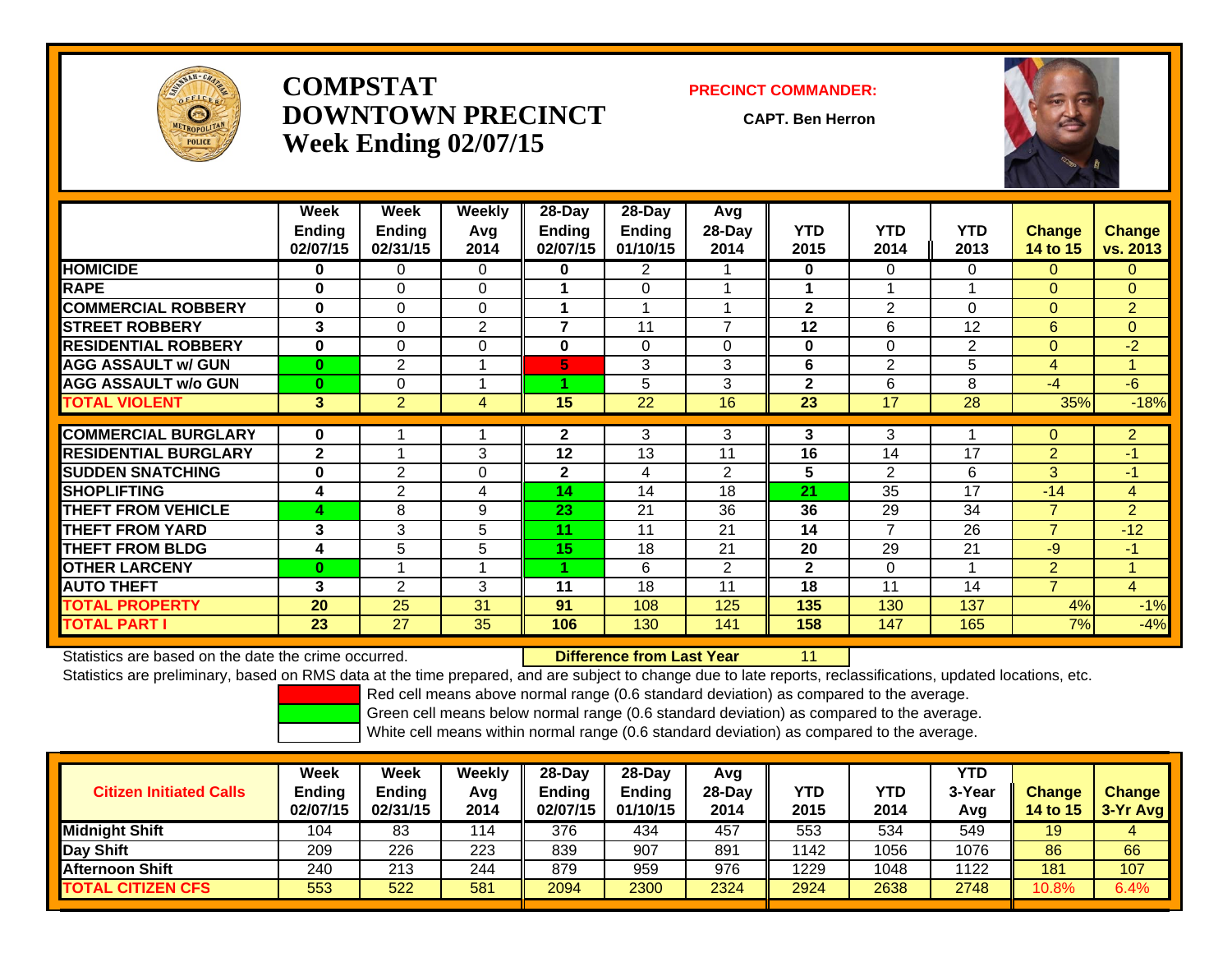# COMPSTAT
# DOWNTOWN PRECINCT
# Week Ending 02/07/15

**PRECINCT COMMANDER:**

**CAPT. Ben Herron**

| | Week Ending 02/07/15 | Week Ending 02/31/15 | Weekly Avg 2014 | 28-Day Ending 02/07/15 | 28-Day Ending 01/10/15 | Avg 28-Day 2014 | YTD 2015 | YTD 2014 | YTD 2013 | Change 14 to 15 | Change vs. 2013 |
|---|---|---|---|---|---|---|---|---|---|---|---|
| **HOMICIDE** | **0** | 0 | 0 | **0** | 2 | 1 | **0** | 0 | 0 | 0 | 0 |
| **RAPE** | **0** | 0 | 0 | **1** | 0 | 1 | **1** | 1 | 1 | 0 | 0 |
| **COMMERCIAL ROBBERY** | **0** | 0 | 0 | **1** | 1 | 1 | **2** | 2 | 0 | 0 | 2 |
| **STREET ROBBERY** | **3** | 0 | 2 | **7** | 11 | 7 | **12** | 6 | 12 | 6 | 0 |
| **RESIDENTIAL ROBBERY** | **0** | 0 | 0 | **0** | 0 | 0 | **0** | 0 | 2 | 0 | -2 |
| **AGG ASSAULT w/ GUN** | **0** | 2 | 1 | **5** | 3 | 3 | **6** | 2 | 5 | 4 | 1 |
| **AGG ASSAULT w/o GUN** | **0** | 0 | 1 | **1** | 5 | 3 | **2** | 6 | 8 | -4 | -6 |
| **TOTAL VIOLENT** | **3** | 2 | 4 | **15** | 22 | 16 | **23** | 17 | 28 | 35% | -18% |
| **COMMERCIAL BURGLARY** | **0** | 1 | 1 | **2** | 3 | 3 | **3** | 3 | 1 | 0 | 2 |
| **RESIDENTIAL BURGLARY** | **2** | 1 | 3 | **12** | 13 | 11 | **16** | 14 | 17 | 2 | -1 |
| **SUDDEN SNATCHING** | **0** | 2 | 0 | **2** | 4 | 2 | **5** | 2 | 6 | 3 | -1 |
| **SHOPLIFTING** | **4** | 2 | 4 | **14** | 14 | 18 | **21** | 35 | 17 | -14 | 4 |
| **THEFT FROM VEHICLE** | **4** | 8 | 9 | **23** | 21 | 36 | **36** | 29 | 34 | 7 | 2 |
| **THEFT FROM YARD** | **3** | 3 | 5 | **11** | 11 | 21 | **14** | 7 | 26 | 7 | -12 |
| **THEFT FROM BLDG** | **4** | 5 | 5 | **15** | 18 | 21 | **20** | 29 | 21 | -9 | -1 |
| **OTHER LARCENY** | **0** | 1 | 1 | **1** | 6 | 2 | **2** | 0 | 1 | 2 | 1 |
| **AUTO THEFT** | **3** | 2 | 3 | **11** | 18 | 11 | **18** | 11 | 14 | 7 | 4 |
| **TOTAL PROPERTY** | **20** | 25 | 31 | **91** | 108 | 125 | **135** | 130 | 137 | 4% | -1% |
| **TOTAL PART I** | **23** | 27 | 35 | **106** | 130 | 141 | **158** | 147 | 165 | 7% | -4% |

Statistics are based on the date the crime occurred. **Difference from Last Year** 11

Statistics are preliminary, based on RMS data at the time prepared, and are subject to change due to late reports, reclassifications, updated locations, etc.

Red cell means above normal range (0.6 standard deviation) as compared to the average.
Green cell means below normal range (0.6 standard deviation) as compared to the average.
White cell means within normal range (0.6 standard deviation) as compared to the average.

| Citizen Initiated Calls | Week Ending 02/07/15 | Week Ending 02/31/15 | Weekly Avg 2014 | 28-Day Ending 02/07/15 | 28-Day Ending 01/10/15 | Avg 28-Day 2014 | YTD 2015 | YTD 2014 | YTD 3-Year Avg | Change 14 to 15 | Change 3-Yr Avg |
|---|---|---|---|---|---|---|---|---|---|---|---|
| **Midnight Shift** | 104 | 83 | 114 | 376 | 434 | 457 | 553 | 534 | 549 | 19 | 4 |
| **Day Shift** | 209 | 226 | 223 | 839 | 907 | 891 | 1142 | 1056 | 1076 | 86 | 66 |
| **Afternoon Shift** | 240 | 213 | 244 | 879 | 959 | 976 | 1229 | 1048 | 1122 | 181 | 107 |
| **TOTAL CITIZEN CFS** | 553 | 522 | 581 | 2094 | 2300 | 2324 | 2924 | 2638 | 2748 | 10.8% | 6.4% |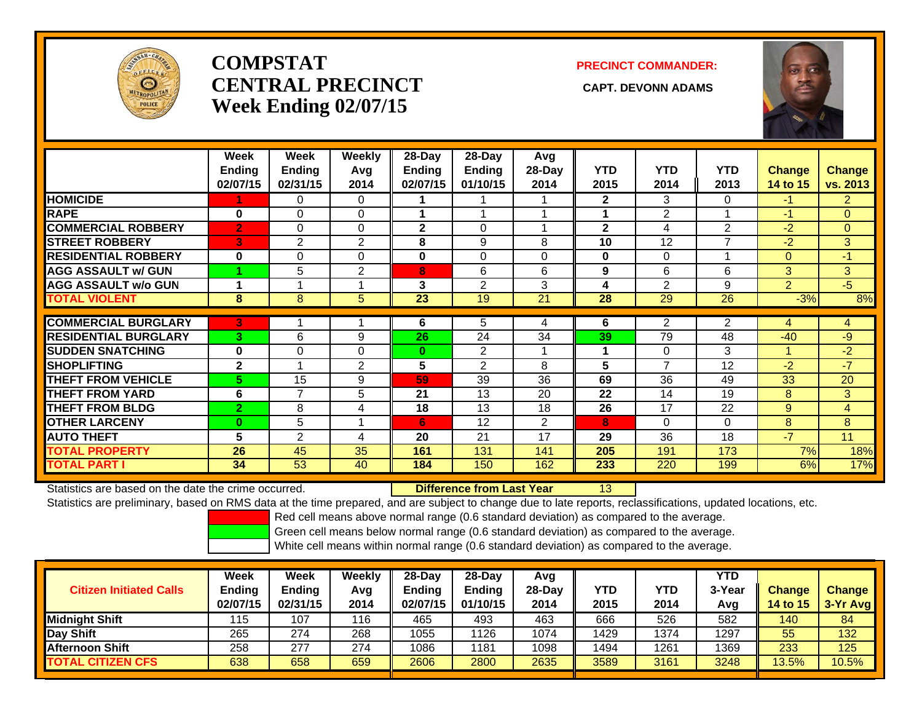# COMPSTAT CENTRAL PRECINCT Week Ending 02/07/15

**PRECINCT COMMANDER:**

**CAPT. DEVONN ADAMS**

| | Week Ending 02/07/15 | Week Ending 02/31/15 | Weekly Avg 2014 | 28-Day Ending 02/07/15 | 28-Day Ending 01/10/15 | Avg 28-Day 2014 | YTD 2015 | YTD 2014 | YTD 2013 | Change 14 to 15 | Change vs. 2013 |
|---|---|---|---|---|---|---|---|---|---|---|---|
| **HOMICIDE** | 1 | 0 | 0 | 1 | 1 | 1 | 2 | 3 | 0 | -1 | 2 |
| **RAPE** | 0 | 0 | 0 | 1 | 1 | 1 | 1 | 2 | 1 | -1 | 0 |
| **COMMERCIAL ROBBERY** | 2 | 0 | 0 | 2 | 0 | 1 | 2 | 4 | 2 | -2 | 0 |
| **STREET ROBBERY** | 3 | 2 | 2 | 8 | 9 | 8 | 10 | 12 | 7 | -2 | 3 |
| **RESIDENTIAL ROBBERY** | 0 | 0 | 0 | 0 | 0 | 0 | 0 | 0 | 1 | 0 | -1 |
| **AGG ASSAULT w/ GUN** | 1 | 5 | 2 | 8 | 6 | 6 | 9 | 6 | 6 | 3 | 3 |
| **AGG ASSAULT w/o GUN** | 1 | 1 | 1 | 3 | 2 | 3 | 4 | 2 | 9 | 2 | -5 |
| **TOTAL VIOLENT** | 8 | 8 | 5 | 23 | 19 | 21 | 28 | 29 | 26 | -3% | 8% |
| **COMMERCIAL BURGLARY** | 3 | 1 | 1 | 6 | 5 | 4 | 6 | 2 | 2 | 4 | 4 |
| **RESIDENTIAL BURGLARY** | 3 | 6 | 9 | 26 | 24 | 34 | 39 | 79 | 48 | -40 | -9 |
| **SUDDEN SNATCHING** | 0 | 0 | 0 | 0 | 2 | 1 | 1 | 0 | 3 | 1 | -2 |
| **SHOPLIFTING** | 2 | 1 | 2 | 5 | 2 | 8 | 5 | 7 | 12 | -2 | -7 |
| **THEFT FROM VEHICLE** | 5 | 15 | 9 | 59 | 39 | 36 | 69 | 36 | 49 | 33 | 20 |
| **THEFT FROM YARD** | 6 | 7 | 5 | 21 | 13 | 20 | 22 | 14 | 19 | 8 | 3 |
| **THEFT FROM BLDG** | 2 | 8 | 4 | 18 | 13 | 18 | 26 | 17 | 22 | 9 | 4 |
| **OTHER LARCENY** | 0 | 5 | 1 | 6 | 12 | 2 | 8 | 0 | 0 | 8 | 8 |
| **AUTO THEFT** | 5 | 2 | 4 | 20 | 21 | 17 | 29 | 36 | 18 | -7 | 11 |
| **TOTAL PROPERTY** | 26 | 45 | 35 | 161 | 131 | 141 | 205 | 191 | 173 | 7% | 18% |
| **TOTAL PART I** | 34 | 53 | 40 | 184 | 150 | 162 | 233 | 220 | 199 | 6% | 17% |

Statistics are based on the date the crime occurred. **Difference from Last Year** 13

Statistics are preliminary, based on RMS data at the time prepared, and are subject to change due to late reports, reclassifications, updated locations, etc.

Red cell means above normal range (0.6 standard deviation) as compared to the average.

Green cell means below normal range (0.6 standard deviation) as compared to the average.

White cell means within normal range (0.6 standard deviation) as compared to the average.

| Citizen Initiated Calls | Week Ending 02/07/15 | Week Ending 02/31/15 | Weekly Avg 2014 | 28-Day Ending 02/07/15 | 28-Day Ending 01/10/15 | Avg 28-Day 2014 | YTD 2015 | YTD 2014 | YTD 3-Year Avg | Change 14 to 15 | Change 3-Yr Avg |
|---|---|---|---|---|---|---|---|---|---|---|---|
| **Midnight Shift** | 115 | 107 | 116 | 465 | 493 | 463 | 666 | 526 | 582 | 140 | 84 |
| **Day Shift** | 265 | 274 | 268 | 1055 | 1126 | 1074 | 1429 | 1374 | 1297 | 55 | 132 |
| **Afternoon Shift** | 258 | 277 | 274 | 1086 | 1181 | 1098 | 1494 | 1261 | 1369 | 233 | 125 |
| **TOTAL CITIZEN CFS** | 638 | 658 | 659 | 2606 | 2800 | 2635 | 3589 | 3161 | 3248 | 13.5% | 10.5% |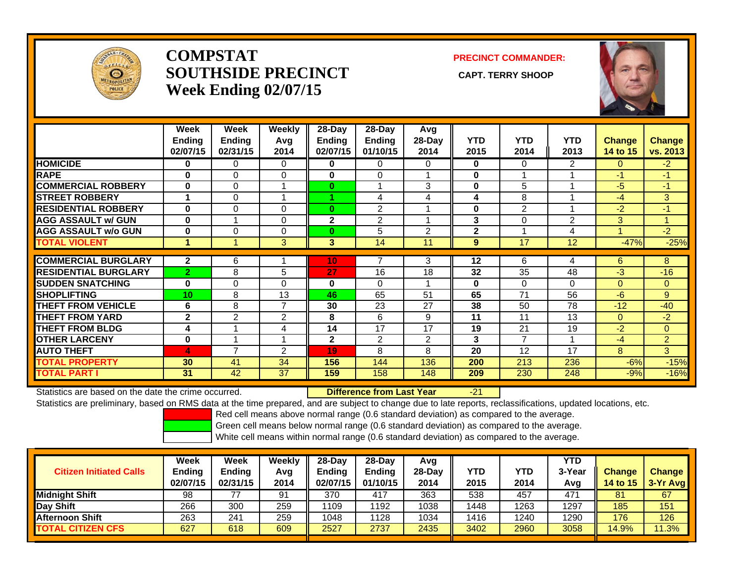# COMPSTAT SOUTHSIDE PRECINCT

## Week Ending 02/07/15

**PRECINCT COMMANDER:**

**CAPT. TERRY SHOOP**

| | Week Ending 02/07/15 | Week Ending 02/31/15 | Weekly Avg 2014 | 28-Day Ending 02/07/15 | 28-Day Ending 01/10/15 | Avg 28-Day 2014 | YTD 2015 | YTD 2014 | YTD 2013 | Change 14 to 15 | Change vs. 2013 |
|---|---|---|---|---|---|---|---|---|---|---|---|
| **HOMICIDE** | **0** | 0 | 0 | **0** | 0 | 0 | **0** | 0 | 2 | 0 | -2 |
| **RAPE** | **0** | 0 | 0 | **0** | 0 | 1 | **0** | 1 | 1 | -1 | -1 |
| **COMMERCIAL ROBBERY** | **0** | 0 | 1 | **0** | 1 | 3 | **0** | 5 | 1 | -5 | -1 |
| **STREET ROBBERY** | **1** | 0 | 1 | **1** | 4 | 4 | **4** | 8 | 1 | -4 | 3 |
| **RESIDENTIAL ROBBERY** | **0** | 0 | 0 | **0** | 2 | 1 | **0** | 2 | 1 | -2 | -1 |
| **AGG ASSAULT w/ GUN** | **0** | 1 | 0 | **2** | 2 | 1 | **3** | 0 | 2 | 3 | 1 |
| **AGG ASSAULT w/o GUN** | **0** | 0 | 0 | **0** | 5 | 2 | **2** | 1 | 4 | 1 | -2 |
| **TOTAL VIOLENT** | **1** | 1 | 3 | **3** | 14 | 11 | **9** | 17 | 12 | -47% | -25% |
| **COMMERCIAL BURGLARY** | **2** | 6 | 1 | **10** | 7 | 3 | **12** | 6 | 4 | 6 | 8 |
| **RESIDENTIAL BURGLARY** | **2** | 8 | 5 | **27** | 16 | 18 | **32** | 35 | 48 | -3 | -16 |
| **SUDDEN SNATCHING** | **0** | 0 | 0 | **0** | 0 | 1 | **0** | 0 | 0 | 0 | 0 |
| **SHOPLIFTING** | **10** | 8 | 13 | **46** | 65 | 51 | **65** | 71 | 56 | -6 | 9 |
| **THEFT FROM VEHICLE** | **6** | 8 | 7 | **30** | 23 | 27 | **38** | 50 | 78 | -12 | -40 |
| **THEFT FROM YARD** | **2** | 2 | 2 | **8** | 6 | 9 | **11** | 11 | 13 | 0 | -2 |
| **THEFT FROM BLDG** | **4** | 1 | 4 | **14** | 17 | 17 | **19** | 21 | 19 | -2 | 0 |
| **OTHER LARCENY** | **0** | 1 | 1 | **2** | 2 | 2 | **3** | 7 | 1 | -4 | 2 |
| **AUTO THEFT** | **4** | 7 | 2 | **19** | 8 | 8 | **20** | 12 | 17 | 8 | 3 |
| **TOTAL PROPERTY** | **30** | 41 | 34 | **156** | 144 | 136 | **200** | 213 | 236 | -6% | -15% |
| **TOTAL PART I** | **31** | 42 | 37 | **159** | 158 | 148 | **209** | 230 | 248 | -9% | -16% |

Statistics are based on the date the crime occurred. **Difference from Last Year** -21

Statistics are preliminary, based on RMS data at the time prepared, and are subject to change due to late reports, reclassifications, updated locations, etc.

Red cell means above normal range (0.6 standard deviation) as compared to the average.

Green cell means below normal range (0.6 standard deviation) as compared to the average.

White cell means within normal range (0.6 standard deviation) as compared to the average.

| Citizen Initiated Calls | Week Ending 02/07/15 | Week Ending 02/31/15 | Weekly Avg 2014 | 28-Day Ending 02/07/15 | 28-Day Ending 01/10/15 | Avg 28-Day 2014 | YTD 2015 | YTD 2014 | YTD 3-Year Avg | Change 14 to 15 | Change 3-Yr Avg |
|---|---|---|---|---|---|---|---|---|---|---|---|
| **Midnight Shift** | 98 | 77 | 91 | 370 | 417 | 363 | 538 | 457 | 471 | 81 | 67 |
| **Day Shift** | 266 | 300 | 259 | 1109 | 1192 | 1038 | 1448 | 1263 | 1297 | 185 | 151 |
| **Afternoon Shift** | 263 | 241 | 259 | 1048 | 1128 | 1034 | 1416 | 1240 | 1290 | 176 | 126 |
| **TOTAL CITIZEN CFS** | 627 | 618 | 609 | 2527 | 2737 | 2435 | 3402 | 2960 | 3058 | 14.9% | 11.3% |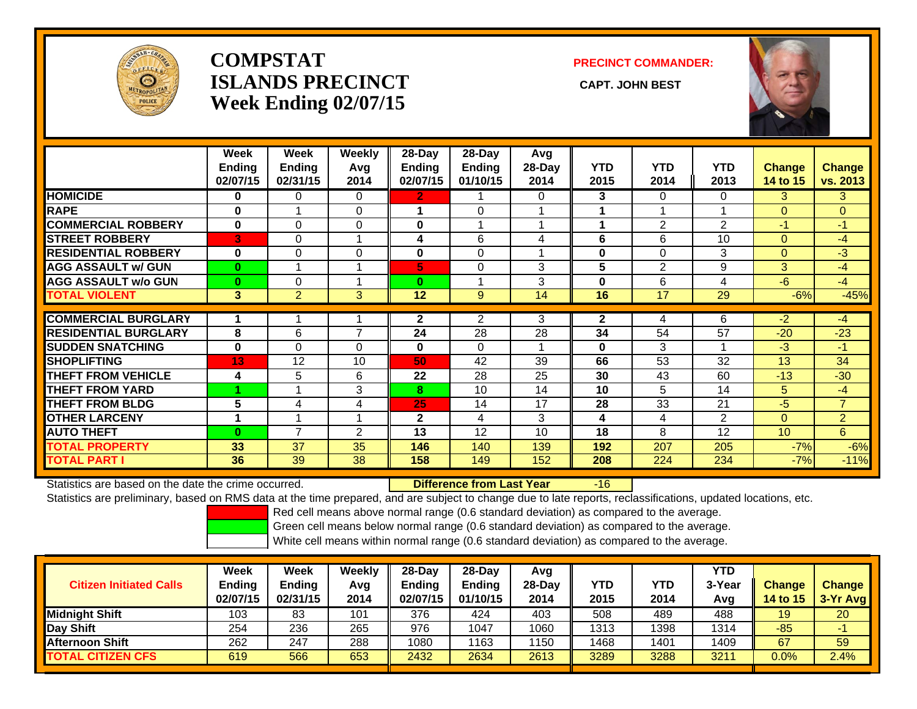# COMPSTAT
# ISLANDS PRECINCT
# Week Ending 02/07/15

**PRECINCT COMMANDER:**

**CAPT. JOHN BEST**

| | Week Ending 02/07/15 | Week Ending 02/31/15 | Weekly Avg 2014 | 28-Day Ending 02/07/15 | 28-Day Ending 01/10/15 | Avg 28-Day 2014 | YTD 2015 | YTD 2014 | YTD 2013 | Change 14 to 15 | Change vs. 2013 |
|---|---|---|---|---|---|---|---|---|---|---|---|
| HOMICIDE | 0 | 0 | 0 | 2 | 1 | 0 | 3 | 0 | 0 | 3 | 3 |
| RAPE | 0 | 1 | 0 | 1 | 0 | 1 | 1 | 1 | 1 | 0 | 0 |
| COMMERCIAL ROBBERY | 0 | 0 | 0 | 0 | 1 | 1 | 1 | 2 | 2 | -1 | -1 |
| STREET ROBBERY | 3 | 0 | 1 | 4 | 6 | 4 | 6 | 6 | 10 | 0 | -4 |
| RESIDENTIAL ROBBERY | 0 | 0 | 0 | 0 | 0 | 1 | 0 | 0 | 3 | 0 | -3 |
| AGG ASSAULT w/ GUN | 0 | 1 | 1 | 5 | 0 | 3 | 5 | 2 | 9 | 3 | -4 |
| AGG ASSAULT w/o GUN | 0 | 0 | 1 | 0 | 1 | 3 | 0 | 6 | 4 | -6 | -4 |
| TOTAL VIOLENT | 3 | 2 | 3 | 12 | 9 | 14 | 16 | 17 | 29 | -6% | -45% |
| COMMERCIAL BURGLARY | 1 | 1 | 1 | 2 | 2 | 3 | 2 | 4 | 6 | -2 | -4 |
| RESIDENTIAL BURGLARY | 8 | 6 | 7 | 24 | 28 | 28 | 34 | 54 | 57 | -20 | -23 |
| SUDDEN SNATCHING | 0 | 0 | 0 | 0 | 0 | 1 | 0 | 3 | 1 | -3 | -1 |
| SHOPLIFTING | 13 | 12 | 10 | 50 | 42 | 39 | 66 | 53 | 32 | 13 | 34 |
| THEFT FROM VEHICLE | 4 | 5 | 6 | 22 | 28 | 25 | 30 | 43 | 60 | -13 | -30 |
| THEFT FROM YARD | 1 | 1 | 3 | 8 | 10 | 14 | 10 | 5 | 14 | 5 | -4 |
| THEFT FROM BLDG | 5 | 4 | 4 | 25 | 14 | 17 | 28 | 33 | 21 | -5 | 7 |
| OTHER LARCENY | 1 | 1 | 1 | 2 | 4 | 3 | 4 | 4 | 2 | 0 | 2 |
| AUTO THEFT | 0 | 7 | 2 | 13 | 12 | 10 | 18 | 8 | 12 | 10 | 6 |
| TOTAL PROPERTY | 33 | 37 | 35 | 146 | 140 | 139 | 192 | 207 | 205 | -7% | -6% |
| TOTAL PART I | 36 | 39 | 38 | 158 | 149 | 152 | 208 | 224 | 234 | -7% | -11% |

Statistics are based on the date the crime occurred. **Difference from Last Year** -16

Statistics are preliminary, based on RMS data at the time prepared, and are subject to change due to late reports, reclassifications, updated locations, etc.

Red cell means above normal range (0.6 standard deviation) as compared to the average.

Green cell means below normal range (0.6 standard deviation) as compared to the average.

White cell means within normal range (0.6 standard deviation) as compared to the average.

| Citizen Initiated Calls | Week Ending 02/07/15 | Week Ending 02/31/15 | Weekly Avg 2014 | 28-Day Ending 02/07/15 | 28-Day Ending 01/10/15 | Avg 28-Day 2014 | YTD 2015 | YTD 2014 | YTD 3-Year Avg | Change 14 to 15 | Change 3-Yr Avg |
|---|---|---|---|---|---|---|---|---|---|---|---|
| Midnight Shift | 103 | 83 | 101 | 376 | 424 | 403 | 508 | 489 | 488 | 19 | 20 |
| Day Shift | 254 | 236 | 265 | 976 | 1047 | 1060 | 1313 | 1398 | 1314 | -85 | -1 |
| Afternoon Shift | 262 | 247 | 288 | 1080 | 1163 | 1150 | 1468 | 1401 | 1409 | 67 | 59 |
| TOTAL CITIZEN CFS | 619 | 566 | 653 | 2432 | 2634 | 2613 | 3289 | 3288 | 3211 | 0.0% | 2.4% |